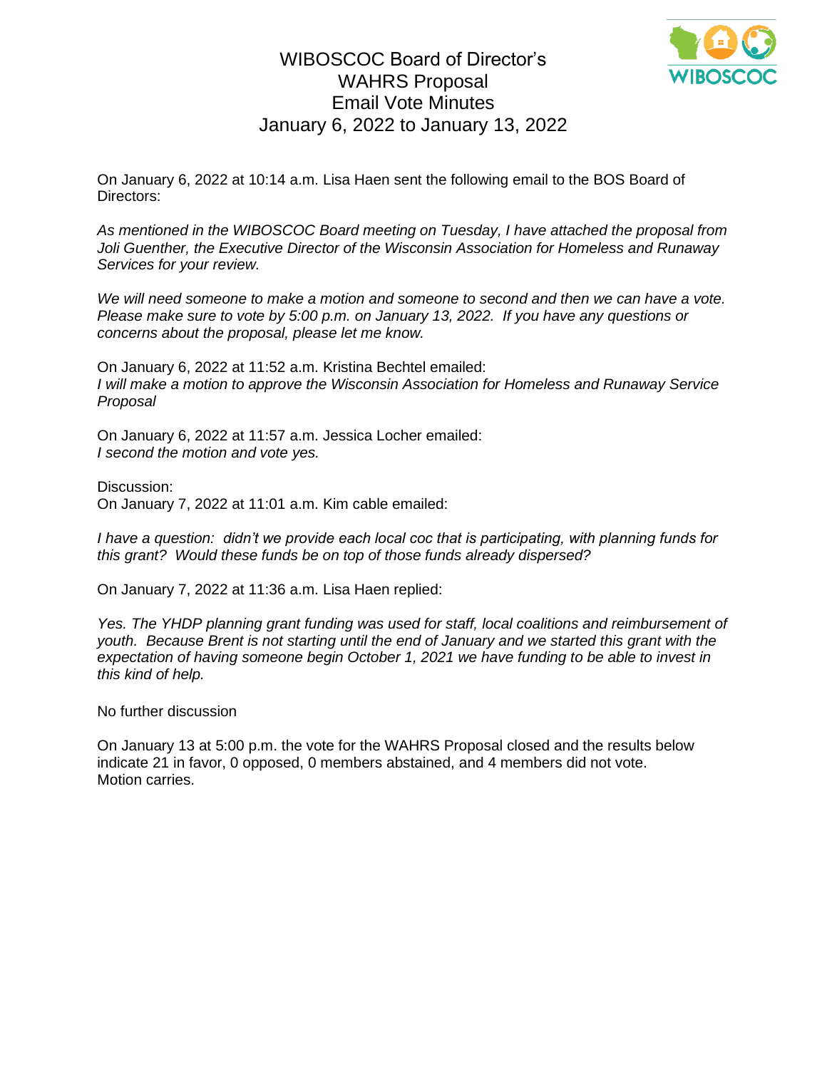# WIBOSCOC Board of Director's WAHRS Proposal Email Vote Minutes January 6, 2022 to January 13, 2022

On January 6, 2022 at 10:14 a.m. Lisa Haen sent the following email to the BOS Board of Directors:

*As mentioned in the WIBOSCOC Board meeting on Tuesday, I have attached the proposal from Joli Guenther, the Executive Director of the Wisconsin Association for Homeless and Runaway Services for your review.*

*We will need someone to make a motion and someone to second and then we can have a vote. Please make sure to vote by 5:00 p.m. on January 13, 2022. If you have any questions or concerns about the proposal, please let me know.*

On January 6, 2022 at 11:52 a.m. Kristina Bechtel emailed:
*I will make a motion to approve the Wisconsin Association for Homeless and Runaway Service Proposal*

On January 6, 2022 at 11:57 a.m. Jessica Locher emailed:
*I second the motion and vote yes.*

Discussion:
On January 7, 2022 at 11:01 a.m. Kim cable emailed:

*I have a question: didn't we provide each local coc that is participating, with planning funds for this grant? Would these funds be on top of those funds already dispersed?*

On January 7, 2022 at 11:36 a.m. Lisa Haen replied:

*Yes. The YHDP planning grant funding was used for staff, local coalitions and reimbursement of youth. Because Brent is not starting until the end of January and we started this grant with the expectation of having someone begin October 1, 2021 we have funding to be able to invest in this kind of help.*

No further discussion

On January 13 at 5:00 p.m. the vote for the WAHRS Proposal closed and the results below indicate 21 in favor, 0 opposed, 0 members abstained, and 4 members did not vote.
Motion carries.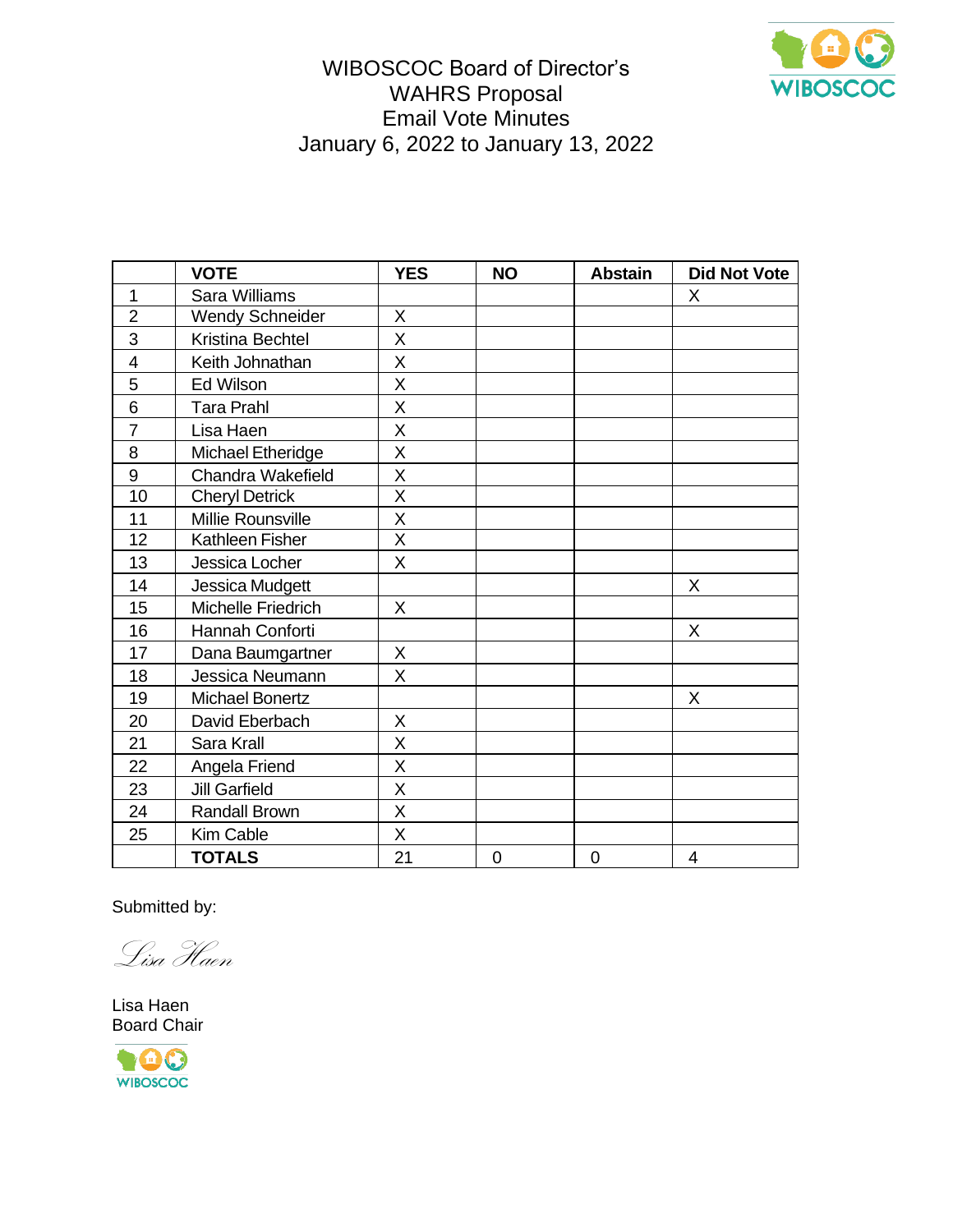# WIBOSCOC Board of Director's
# WAHRS Proposal
# Email Vote Minutes
# January 6, 2022 to January 13, 2022

| | VOTE | YES | NO | Abstain | Did Not Vote |
|---|---|---|---|---|---|
| 1 | Sara Williams | | | | X |
| 2 | Wendy Schneider | X | | | |
| 3 | Kristina Bechtel | X | | | |
| 4 | Keith Johnathan | X | | | |
| 5 | Ed Wilson | X | | | |
| 6 | Tara Prahl | X | | | |
| 7 | Lisa Haen | X | | | |
| 8 | Michael Etheridge | X | | | |
| 9 | Chandra Wakefield | X | | | |
| 10 | Cheryl Detrick | X | | | |
| 11 | Millie Rounsville | X | | | |
| 12 | Kathleen Fisher | X | | | |
| 13 | Jessica Locher | X | | | |
| 14 | Jessica Mudgett | | | | X |
| 15 | Michelle Friedrich | X | | | |
| 16 | Hannah Conforti | | | | X |
| 17 | Dana Baumgartner | X | | | |
| 18 | Jessica Neumann | X | | | |
| 19 | Michael Bonertz | | | | X |
| 20 | David Eberbach | X | | | |
| 21 | Sara Krall | X | | | |
| 22 | Angela Friend | X | | | |
| 23 | Jill Garfield | X | | | |
| 24 | Randall Brown | X | | | |
| 25 | Kim Cable | X | | | |
| | **TOTALS** | 21 | 0 | 0 | 4 |

Submitted by:

*Lisa Haen*

Lisa Haen
Board Chair

WIBOSCOC